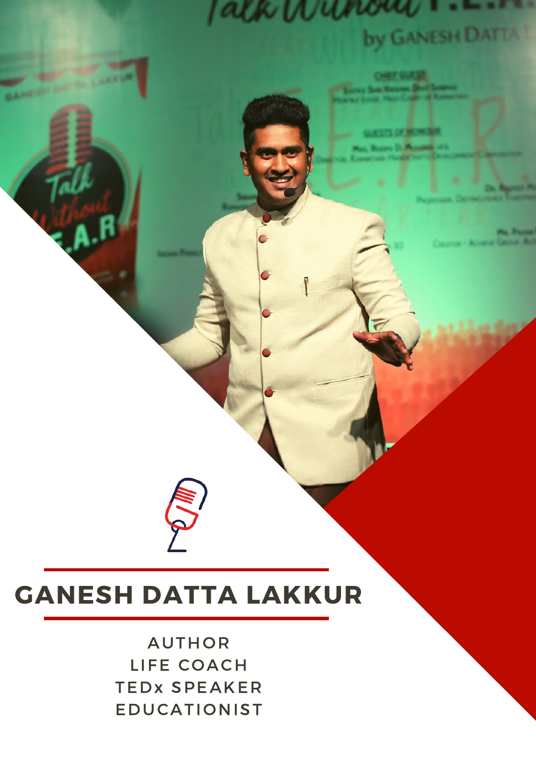# GANESH DATTA LAKKUR

AUTHOR
LIFE COACH
TEDx SPEAKER
EDUCATIONIST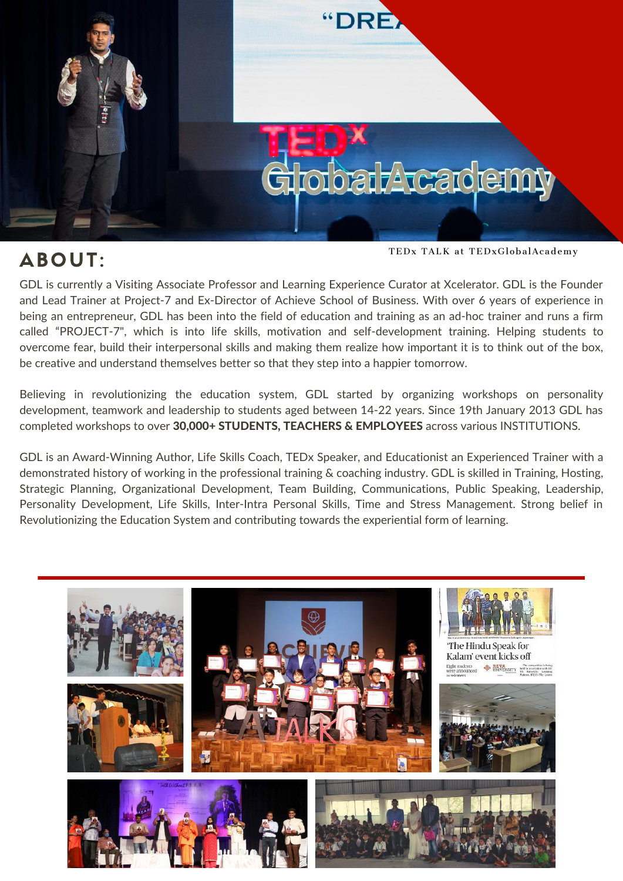TEDx TALK at TEDxGlobalAcademy

## ABOUT:

GDL is currently a Visiting Associate Professor and Learning Experience Curator at Xcelerator. GDL is the Founder and Lead Trainer at Project-7 and Ex-Director of Achieve School of Business. With over 6 years of experience in being an entrepreneur, GDL has been into the field of education and training as an ad-hoc trainer and runs a firm called "PROJECT-7", which is into life skills, motivation and self-development training. Helping students to overcome fear, build their interpersonal skills and making them realize how important it is to think out of the box, be creative and understand themselves better so that they step into a happier tomorrow.

Believing in revolutionizing the education system, GDL started by organizing workshops on personality development, teamwork and leadership to students aged between 14-22 years. Since 19th January 2013 GDL has completed workshops to over **30,000+ STUDENTS, TEACHERS & EMPLOYEES** across various INSTITUTIONS.

GDL is an Award-Winning Author, Life Skills Coach, TEDx Speaker, and Educationist an Experienced Trainer with a demonstrated history of working in the professional training & coaching industry. GDL is skilled in Training, Hosting, Strategic Planning, Organizational Development, Team Building, Communications, Public Speaking, Leadership, Personality Development, Life Skills, Inter-Intra Personal Skills, Time and Stress Management. Strong belief in Revolutionizing the Education System and contributing towards the experiential form of learning.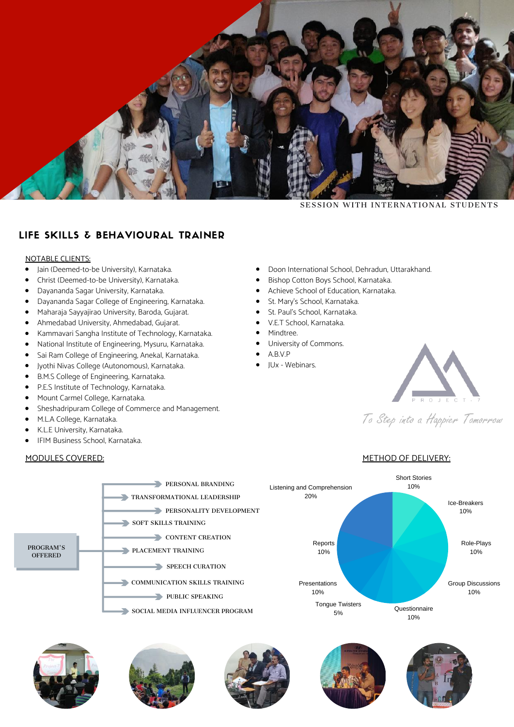SESSION WITH INTERNATIONAL STUDENTS

## LIFE SKILLS & BEHAVIOURAL TRAINER

NOTABLE CLIENTS:

- Jain (Deemed-to-be University), Karnataka.
- Christ (Deemed-to-be University), Karnataka.
- Dayananda Sagar University, Karnataka.
- Dayananda Sagar College of Engineering, Karnataka.
- Maharaja Sayyajirao University, Baroda, Gujarat.
- Ahmedabad University, Ahmedabad, Gujarat.
- Kammavari Sangha Institute of Technology, Karnataka.
- National Institute of Engineering, Mysuru, Karnataka.
- Sai Ram College of Engineering, Anekal, Karnataka.
- Jyothi Nivas College (Autonomous), Karnataka.
- B.M.S College of Engineering, Karnataka.
- P.E.S Institute of Technology, Karnataka.
- Mount Carmel College, Karnataka.
- Sheshadripuram College of Commerce and Management.
- M.L.A College, Karnataka.
- K.L.E University, Karnataka.
- IFIM Business School, Karnataka.
- Doon International School, Dehradun, Uttarakhand.
- Bishop Cotton Boys School, Karnataka.
- Achieve School of Education, Karnataka.
- St. Mary's School, Karnataka.
- St. Paul's School, Karnataka.
- V.E.T School, Karnataka.
- Mindtree.
- University of Commons.
- A.B.V.P
- JUx - Webinars.

PROJECT - 7

*To Step into a Happier Tomorrow*

MODULES COVERED:

PROGRAM'S OFFERED

- PERSONAL BRANDING
- TRANSFORMATIONAL LEADERSHIP
- PERSONALITY DEVELOPMENT
- SOFT SKILLS TRAINING
- CONTENT CREATION
- PLACEMENT TRAINING
- SPEECH CURATION
- COMMUNICATION SKILLS TRAINING
- PUBLIC SPEAKING
- SOCIAL MEDIA INFLUENCER PROGRAM

METHOD OF DELIVERY:

| Method | Share |
|---|---|
| Short Stories | 10% |
| Ice-Breakers | 10% |
| Role-Plays | 10% |
| Group Discussions | 10% |
| Questionnaire | 10% |
| Tongue Twisters | 5% |
| Presentations | 10% |
| Reports | 10% |
| Listening and Comprehension | 20% |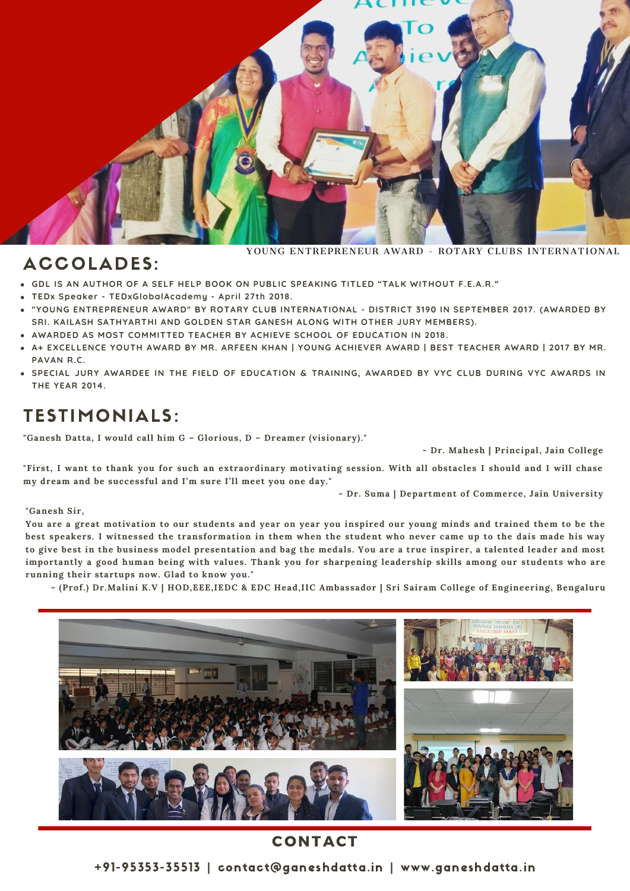YOUNG ENTREPRENEUR AWARD - ROTARY CLUBS INTERNATIONAL

## ACCOLADES:

- GDL IS AN AUTHOR OF A SELF HELP BOOK ON PUBLIC SPEAKING TITLED "TALK WITHOUT F.E.A.R."
- TEDx Speaker - TEDxGlobalAcademy - April 27th 2018.
- "YOUNG ENTREPRENEUR AWARD" BY ROTARY CLUB INTERNATIONAL - DISTRICT 3190 IN SEPTEMBER 2017. (AWARDED BY SRI. KAILASH SATHYARTHI AND GOLDEN STAR GANESH ALONG WITH OTHER JURY MEMBERS).
- AWARDED AS MOST COMMITTED TEACHER BY ACHIEVE SCHOOL OF EDUCATION IN 2018.
- A+ EXCELLENCE YOUTH AWARD BY MR. ARFEEN KHAN | YOUNG ACHIEVER AWARD | BEST TEACHER AWARD | 2017 BY MR. PAVAN R.C.
- SPECIAL JURY AWARDEE IN THE FIELD OF EDUCATION & TRAINING, AWARDED BY VYC CLUB DURING VYC AWARDS IN THE YEAR 2014.

## TESTIMONIALS:

**"Ganesh Datta, I would call him G – Glorious, D – Dreamer (visionary)."**

**- Dr. Mahesh | Principal, Jain College**

**"First, I want to thank you for such an extraordinary motivating session. With all obstacles I should and I will chase my dream and be successful and I'm sure I'll meet you one day."**

**- Dr. Suma | Department of Commerce, Jain University**

**"Ganesh Sir,**
**You are a great motivation to our students and year on year you inspired our young minds and trained them to be the best speakers. I witnessed the transformation in them when the student who never came up to the dais made his way to give best in the business model presentation and bag the medals. You are a true inspirer, a talented leader and most importantly a good human being with values. Thank you for sharpening leadership skills among our students who are running their startups now. Glad to know you."**

**- (Prof.) Dr.Malini K.V | HOD,EEE,IEDC & EDC Head,IIC Ambassador | Sri Sairam College of Engineering, Bengaluru**

## CONTACT

**+91-95353-35513 | contact@ganeshdatta.in | www.ganeshdatta.in**